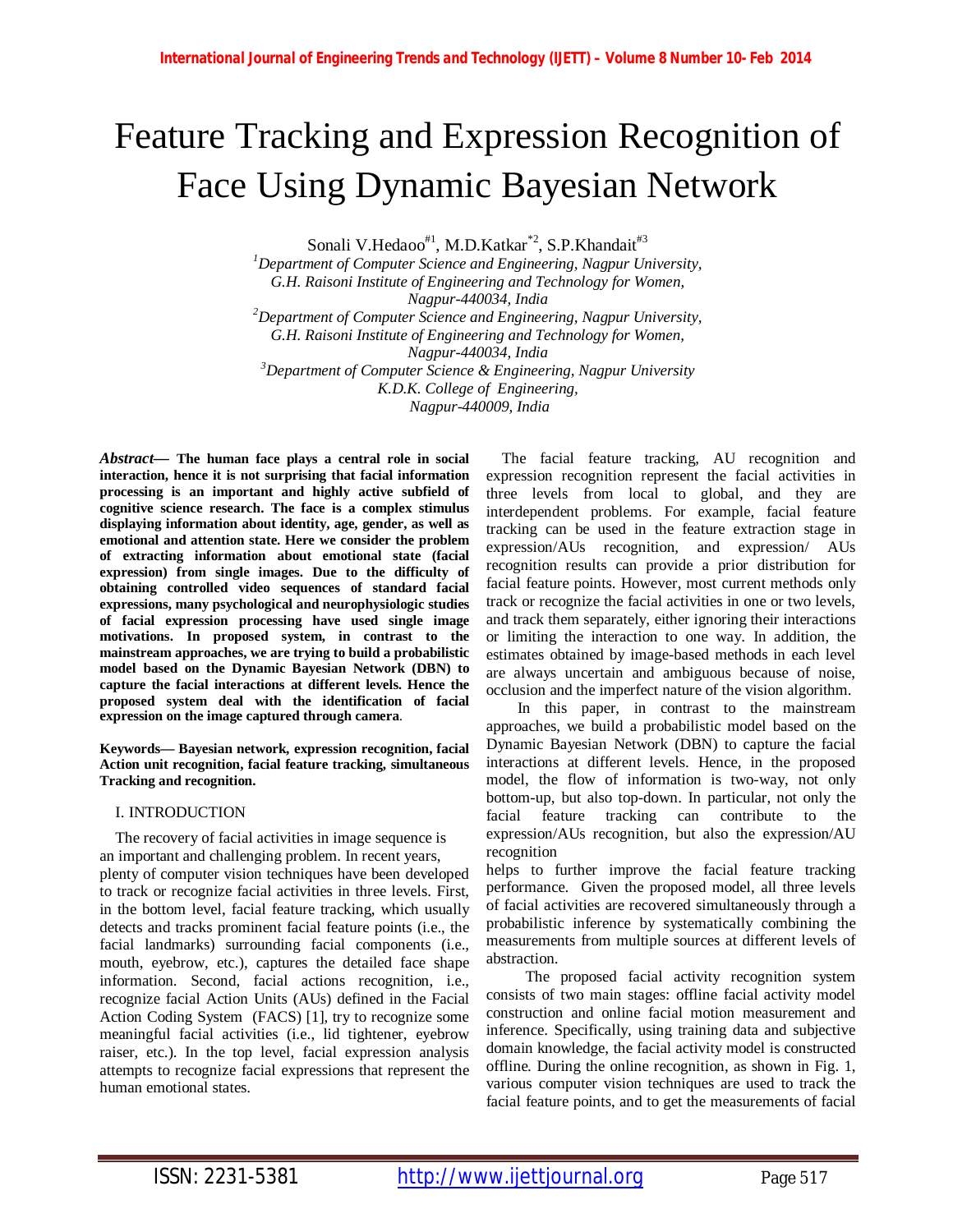# Feature Tracking and Expression Recognition of Face Using Dynamic Bayesian Network

Sonali V.Hedaoo[#1], M.D.Katkar[*2], S.P.Khandait[#3]

[1] *Department of Computer Science and Engineering, Nagpur University, G.H. Raisoni Institute of Engineering and Technology for Women, Nagpur-440034, India*

[2] *Department of Computer Science and Engineering, Nagpur University, G.H. Raisoni Institute of Engineering and Technology for Women, Nagpur-440034, India*

[3] *Department of Computer Science & Engineering, Nagpur University K.D.K. College of Engineering, Nagpur-440009, India*

***Abstract*— The human face plays a central role in social interaction, hence it is not surprising that facial information processing is an important and highly active subfield of cognitive science research. The face is a complex stimulus displaying information about identity, age, gender, as well as emotional and attention state. Here we consider the problem of extracting information about emotional state (facial expression) from single images. Due to the difficulty of obtaining controlled video sequences of standard facial expressions, many psychological and neurophysiologic studies of facial expression processing have used single image motivations. In proposed system, in contrast to the mainstream approaches, we are trying to build a probabilistic model based on the Dynamic Bayesian Network (DBN) to capture the facial interactions at different levels. Hence the proposed system deal with the identification of facial expression on the image captured through camera**.

**Keywords— Bayesian network, expression recognition, facial Action unit recognition, facial feature tracking, simultaneous Tracking and recognition.**

## I. INTRODUCTION

The recovery of facial activities in image sequence is an important and challenging problem. In recent years, plenty of computer vision techniques have been developed to track or recognize facial activities in three levels. First, in the bottom level, facial feature tracking, which usually detects and tracks prominent facial feature points (i.e., the facial landmarks) surrounding facial components (i.e., mouth, eyebrow, etc.), captures the detailed face shape information. Second, facial actions recognition, i.e., recognize facial Action Units (AUs) defined in the Facial Action Coding System (FACS) [1], try to recognize some meaningful facial activities (i.e., lid tightener, eyebrow raiser, etc.). In the top level, facial expression analysis attempts to recognize facial expressions that represent the human emotional states.

The facial feature tracking, AU recognition and expression recognition represent the facial activities in three levels from local to global, and they are interdependent problems. For example, facial feature tracking can be used in the feature extraction stage in expression/AUs recognition, and expression/ AUs recognition results can provide a prior distribution for facial feature points. However, most current methods only track or recognize the facial activities in one or two levels, and track them separately, either ignoring their interactions or limiting the interaction to one way. In addition, the estimates obtained by image-based methods in each level are always uncertain and ambiguous because of noise, occlusion and the imperfect nature of the vision algorithm.

In this paper, in contrast to the mainstream approaches, we build a probabilistic model based on the Dynamic Bayesian Network (DBN) to capture the facial interactions at different levels. Hence, in the proposed model, the flow of information is two-way, not only bottom-up, but also top-down. In particular, not only the facial feature tracking can contribute to the expression/AUs recognition, but also the expression/AU recognition helps to further improve the facial feature tracking performance. Given the proposed model, all three levels of facial activities are recovered simultaneously through a probabilistic inference by systematically combining the measurements from multiple sources at different levels of abstraction.

The proposed facial activity recognition system consists of two main stages: offline facial activity model construction and online facial motion measurement and inference. Specifically, using training data and subjective domain knowledge, the facial activity model is constructed offline. During the online recognition, as shown in Fig. 1, various computer vision techniques are used to track the facial feature points, and to get the measurements of facial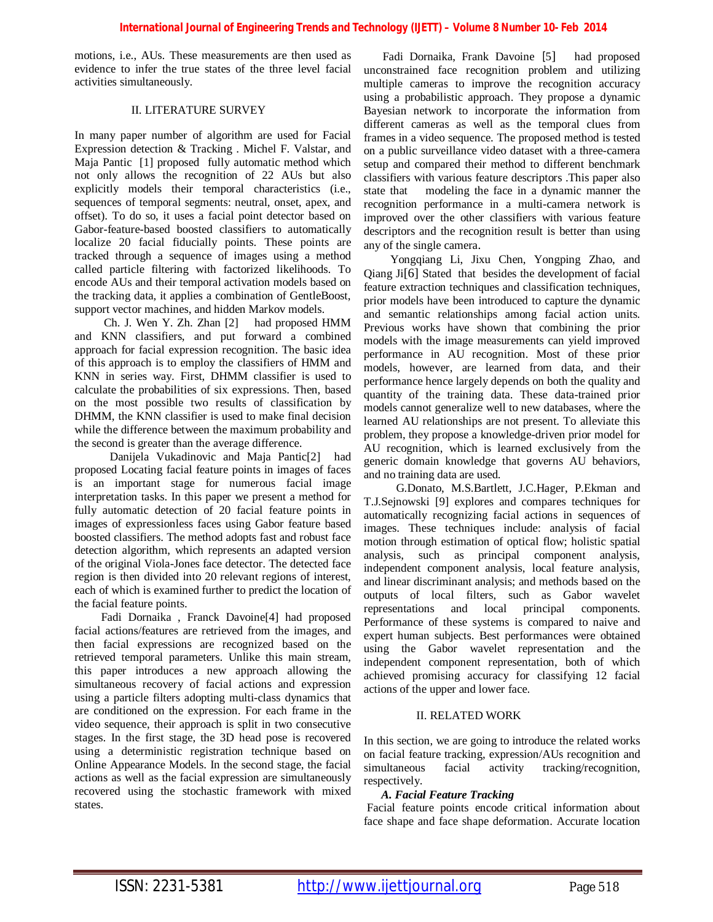motions, i.e., AUs. These measurements are then used as evidence to infer the true states of the three level facial activities simultaneously.

## II. LITERATURE SURVEY

In many paper number of algorithm are used for Facial Expression detection & Tracking . Michel F. Valstar, and Maja Pantic [1] proposed fully automatic method which not only allows the recognition of 22 AUs but also explicitly models their temporal characteristics (i.e., sequences of temporal segments: neutral, onset, apex, and offset). To do so, it uses a facial point detector based on Gabor-feature-based boosted classifiers to automatically localize 20 facial fiducially points. These points are tracked through a sequence of images using a method called particle filtering with factorized likelihoods. To encode AUs and their temporal activation models based on the tracking data, it applies a combination of GentleBoost, support vector machines, and hidden Markov models.

Ch. J. Wen Y. Zh. Zhan [2] had proposed HMM and KNN classifiers, and put forward a combined approach for facial expression recognition. The basic idea of this approach is to employ the classifiers of HMM and KNN in series way. First, DHMM classifier is used to calculate the probabilities of six expressions. Then, based on the most possible two results of classification by DHMM, the KNN classifier is used to make final decision while the difference between the maximum probability and the second is greater than the average difference.

Danijela Vukadinovic and Maja Pantic[2] had proposed Locating facial feature points in images of faces is an important stage for numerous facial image interpretation tasks. In this paper we present a method for fully automatic detection of 20 facial feature points in images of expressionless faces using Gabor feature based boosted classifiers. The method adopts fast and robust face detection algorithm, which represents an adapted version of the original Viola-Jones face detector. The detected face region is then divided into 20 relevant regions of interest, each of which is examined further to predict the location of the facial feature points.

Fadi Dornaika , Franck Davoine[4] had proposed facial actions/features are retrieved from the images, and then facial expressions are recognized based on the retrieved temporal parameters. Unlike this main stream, this paper introduces a new approach allowing the simultaneous recovery of facial actions and expression using a particle filters adopting multi-class dynamics that are conditioned on the expression. For each frame in the video sequence, their approach is split in two consecutive stages. In the first stage, the 3D head pose is recovered using a deterministic registration technique based on Online Appearance Models. In the second stage, the facial actions as well as the facial expression are simultaneously recovered using the stochastic framework with mixed states.

Fadi Dornaika, Frank Davoine [5] had proposed unconstrained face recognition problem and utilizing multiple cameras to improve the recognition accuracy using a probabilistic approach. They propose a dynamic Bayesian network to incorporate the information from different cameras as well as the temporal clues from frames in a video sequence. The proposed method is tested on a public surveillance video dataset with a three-camera setup and compared their method to different benchmark classifiers with various feature descriptors .This paper also state that modeling the face in a dynamic manner the recognition performance in a multi-camera network is improved over the other classifiers with various feature descriptors and the recognition result is better than using any of the single camera.

Yongqiang Li, Jixu Chen, Yongping Zhao, and Qiang Ji[6] Stated that besides the development of facial feature extraction techniques and classification techniques, prior models have been introduced to capture the dynamic and semantic relationships among facial action units. Previous works have shown that combining the prior models with the image measurements can yield improved performance in AU recognition. Most of these prior models, however, are learned from data, and their performance hence largely depends on both the quality and quantity of the training data. These data-trained prior models cannot generalize well to new databases, where the learned AU relationships are not present. To alleviate this problem, they propose a knowledge-driven prior model for AU recognition, which is learned exclusively from the generic domain knowledge that governs AU behaviors, and no training data are used.

G.Donato, M.S.Bartlett, J.C.Hager, P.Ekman and T.J.Sejnowski [9] explores and compares techniques for automatically recognizing facial actions in sequences of images. These techniques include: analysis of facial motion through estimation of optical flow; holistic spatial analysis, such as principal component analysis, independent component analysis, local feature analysis, and linear discriminant analysis; and methods based on the outputs of local filters, such as Gabor wavelet representations and local principal components. Performance of these systems is compared to naive and expert human subjects. Best performances were obtained using the Gabor wavelet representation and the independent component representation, both of which achieved promising accuracy for classifying 12 facial actions of the upper and lower face.

## II. RELATED WORK

In this section, we are going to introduce the related works on facial feature tracking, expression/AUs recognition and simultaneous facial activity tracking/recognition, respectively.

### *A. Facial Feature Tracking*

Facial feature points encode critical information about face shape and face shape deformation. Accurate location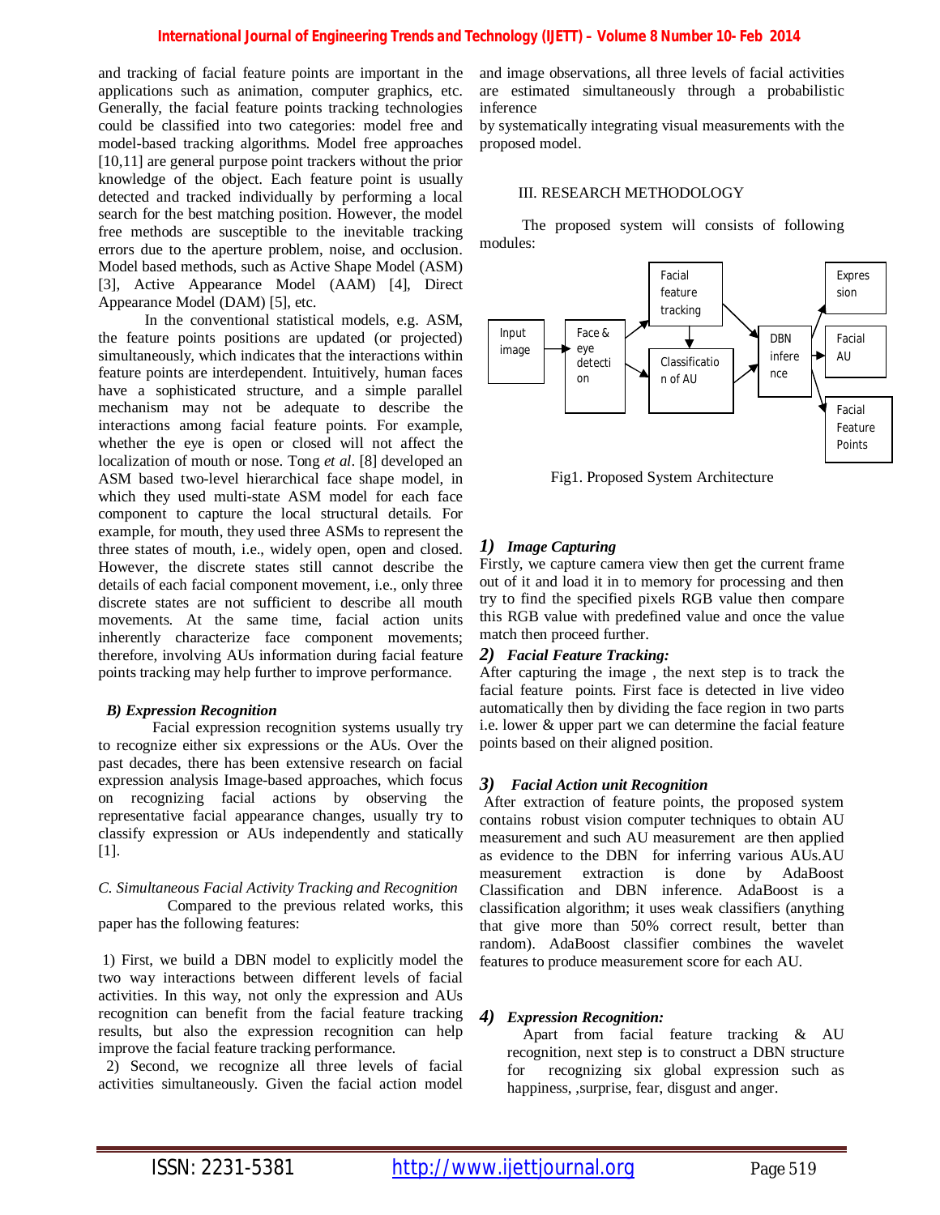and tracking of facial feature points are important in the applications such as animation, computer graphics, etc. Generally, the facial feature points tracking technologies could be classified into two categories: model free and model-based tracking algorithms. Model free approaches [10,11] are general purpose point trackers without the prior knowledge of the object. Each feature point is usually detected and tracked individually by performing a local search for the best matching position. However, the model free methods are susceptible to the inevitable tracking errors due to the aperture problem, noise, and occlusion. Model based methods, such as Active Shape Model (ASM) [3], Active Appearance Model (AAM) [4], Direct Appearance Model (DAM) [5], etc.

In the conventional statistical models, e.g. ASM, the feature points positions are updated (or projected) simultaneously, which indicates that the interactions within feature points are interdependent. Intuitively, human faces have a sophisticated structure, and a simple parallel mechanism may not be adequate to describe the interactions among facial feature points. For example, whether the eye is open or closed will not affect the localization of mouth or nose. Tong *et al*. [8] developed an ASM based two-level hierarchical face shape model, in which they used multi-state ASM model for each face component to capture the local structural details. For example, for mouth, they used three ASMs to represent the three states of mouth, i.e., widely open, open and closed. However, the discrete states still cannot describe the details of each facial component movement, i.e., only three discrete states are not sufficient to describe all mouth movements. At the same time, facial action units inherently characterize face component movements; therefore, involving AUs information during facial feature points tracking may help further to improve performance.

### *B) Expression Recognition*

Facial expression recognition systems usually try to recognize either six expressions or the AUs. Over the past decades, there has been extensive research on facial expression analysis Image-based approaches, which focus on recognizing facial actions by observing the representative facial appearance changes, usually try to classify expression or AUs independently and statically [1].

### *C. Simultaneous Facial Activity Tracking and Recognition*

Compared to the previous related works, this paper has the following features:

1) First, we build a DBN model to explicitly model the two way interactions between different levels of facial activities. In this way, not only the expression and AUs recognition can benefit from the facial feature tracking results, but also the expression recognition can help improve the facial feature tracking performance.

2) Second, we recognize all three levels of facial activities simultaneously. Given the facial action model and image observations, all three levels of facial activities are estimated simultaneously through a probabilistic inference by systematically integrating visual measurements with the proposed model.

## III. RESEARCH METHODOLOGY

The proposed system will consists of following modules:

Input image → Face & eye detection → Facial feature tracking / Classification of AU → DBN inference → Expression / Facial AU / Facial Feature Points

Fig1. Proposed System Architecture

### *1) Image Capturing*

Firstly, we capture camera view then get the current frame out of it and load it in to memory for processing and then try to find the specified pixels RGB value then compare this RGB value with predefined value and once the value match then proceed further.

### *2) Facial Feature Tracking:*

After capturing the image , the next step is to track the facial feature points. First face is detected in live video automatically then by dividing the face region in two parts i.e. lower & upper part we can determine the facial feature points based on their aligned position.

### *3) Facial Action unit Recognition*

After extraction of feature points, the proposed system contains robust vision computer techniques to obtain AU measurement and such AU measurement are then applied as evidence to the DBN for inferring various AUs.AU measurement extraction is done by AdaBoost Classification and DBN inference. AdaBoost is a classification algorithm; it uses weak classifiers (anything that give more than 50% correct result, better than random). AdaBoost classifier combines the wavelet features to produce measurement score for each AU.

### *4) Expression Recognition:*

Apart from facial feature tracking & AU recognition, next step is to construct a DBN structure for recognizing six global expression such as happiness, ,surprise, fear, disgust and anger.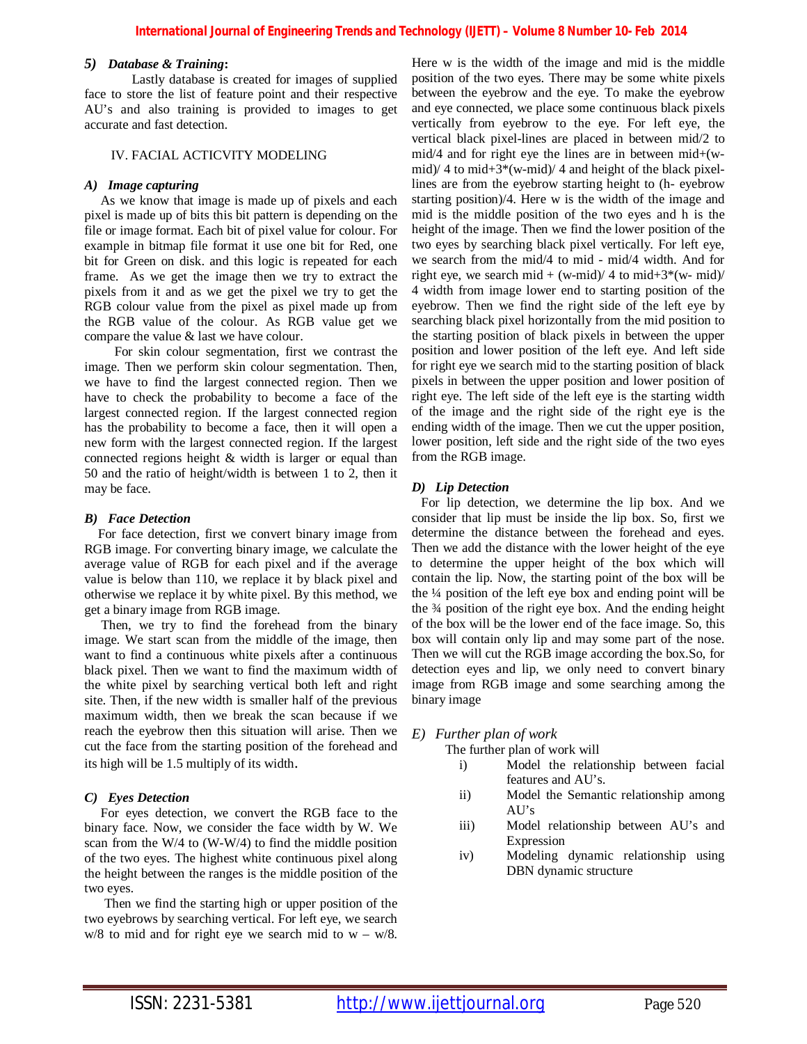#### 5) *Database & Training*:

Lastly database is created for images of supplied face to store the list of feature point and their respective AU's and also training is provided to images to get accurate and fast detection.

## IV. FACIAL ACTICVITY MODELING

### *A) Image capturing*

As we know that image is made up of pixels and each pixel is made up of bits this bit pattern is depending on the file or image format. Each bit of pixel value for colour. For example in bitmap file format it use one bit for Red, one bit for Green on disk. and this logic is repeated for each frame. As we get the image then we try to extract the pixels from it and as we get the pixel we try to get the RGB colour value from the pixel as pixel made up from the RGB value of the colour. As RGB value get we compare the value & last we have colour.

For skin colour segmentation, first we contrast the image. Then we perform skin colour segmentation. Then, we have to find the largest connected region. Then we have to check the probability to become a face of the largest connected region. If the largest connected region has the probability to become a face, then it will open a new form with the largest connected region. If the largest connected regions height & width is larger or equal than 50 and the ratio of height/width is between 1 to 2, then it may be face.

### *B) Face Detection*

For face detection, first we convert binary image from RGB image. For converting binary image, we calculate the average value of RGB for each pixel and if the average value is below than 110, we replace it by black pixel and otherwise we replace it by white pixel. By this method, we get a binary image from RGB image.

Then, we try to find the forehead from the binary image. We start scan from the middle of the image, then want to find a continuous white pixels after a continuous black pixel. Then we want to find the maximum width of the white pixel by searching vertical both left and right site. Then, if the new width is smaller half of the previous maximum width, then we break the scan because if we reach the eyebrow then this situation will arise. Then we cut the face from the starting position of the forehead and its high will be 1.5 multiply of its width.

### *C) Eyes Detection*

For eyes detection, we convert the RGB face to the binary face. Now, we consider the face width by W. We scan from the W/4 to (W-W/4) to find the middle position of the two eyes. The highest white continuous pixel along the height between the ranges is the middle position of the two eyes.

Then we find the starting high or upper position of the two eyebrows by searching vertical. For left eye, we search w/8 to mid and for right eye we search mid to w – w/8. Here w is the width of the image and mid is the middle position of the two eyes. There may be some white pixels between the eyebrow and the eye. To make the eyebrow and eye connected, we place some continuous black pixels vertically from eyebrow to the eye. For left eye, the vertical black pixel-lines are placed in between mid/2 to mid/4 and for right eye the lines are in between mid+(w-mid)/ 4 to mid+3*(w-mid)/ 4 and height of the black pixel-lines are from the eyebrow starting height to (h- eyebrow starting position)/4. Here w is the width of the image and mid is the middle position of the two eyes and h is the height of the image. Then we find the lower position of the two eyes by searching black pixel vertically. For left eye, we search from the mid/4 to mid - mid/4 width. And for right eye, we search mid + (w-mid)/ 4 to mid+3*(w- mid)/ 4 width from image lower end to starting position of the eyebrow. Then we find the right side of the left eye by searching black pixel horizontally from the mid position to the starting position of black pixels in between the upper position and lower position of the left eye. And left side for right eye we search mid to the starting position of black pixels in between the upper position and lower position of right eye. The left side of the left eye is the starting width of the image and the right side of the right eye is the ending width of the image. Then we cut the upper position, lower position, left side and the right side of the two eyes from the RGB image.

### *D) Lip Detection*

For lip detection, we determine the lip box. And we consider that lip must be inside the lip box. So, first we determine the distance between the forehead and eyes. Then we add the distance with the lower height of the eye to determine the upper height of the box which will contain the lip. Now, the starting point of the box will be the ¼ position of the left eye box and ending point will be the ¾ position of the right eye box. And the ending height of the box will be the lower end of the face image. So, this box will contain only lip and may some part of the nose. Then we will cut the RGB image according the box.So, for detection eyes and lip, we only need to convert binary image from RGB image and some searching among the binary image

### *E) Further plan of work*

The further plan of work will

i) Model the relationship between facial features and AU's.
ii) Model the Semantic relationship among AU's
iii) Model relationship between AU's and Expression
iv) Modeling dynamic relationship using DBN dynamic structure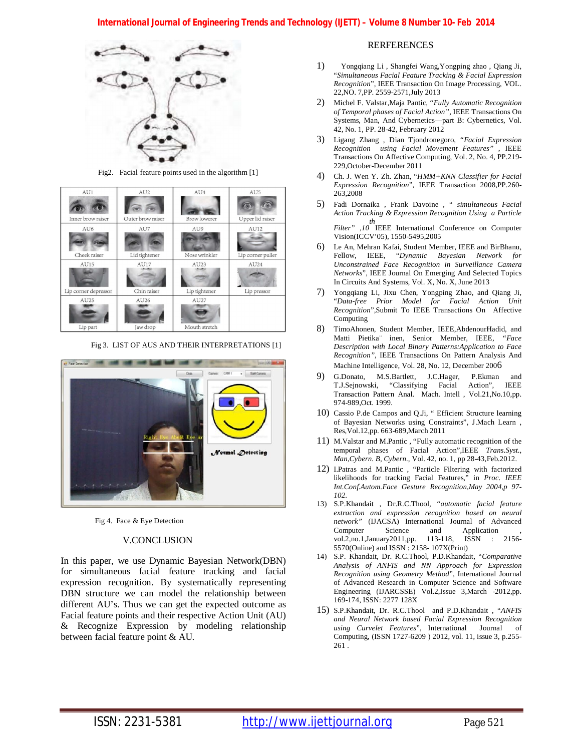Fig2. Facial feature points used in the algorithm [1]

| | | | |
|---|---|---|---|
| AU1 Inner brow raiser | AU2 Outer brow raiser | AU4 Brow lowerer | AU5 Upper lid raiser |
| AU6 Cheek raiser | AU7 Lid tightener | AU9 Nose wrinkler | AU12 Lip corner puller |
| AU15 Lip corner depressor | AU17 Chin raiser | AU23 Lip tightener | AU24 Lip pressor |
| AU25 Lip part | AU26 Jaw drop | AU27 Mouth stretch | |

Fig 3. LIST OF AUS AND THEIR INTERPRETATIONS [1]

Fig 4. Face & Eye Detection

## V.CONCLUSION

In this paper, we use Dynamic Bayesian Network(DBN) for simultaneous facial feature tracking and facial expression recognition. By systematically representing DBN structure we can model the relationship between different AU's. Thus we can get the expected outcome as Facial feature points and their respective Action Unit (AU) & Recognize Expression by modeling relationship between facial feature point & AU.

## RERFERENCES

1) Yongqiang Li , Shangfei Wang,Yongping zhao , Qiang Ji, "*Simultaneous Facial Feature Tracking & Facial Expression Recognition*", IEEE Transaction On Image Processing, VOL. 22,NO. 7,PP. 2559-2571,July 2013
2) Michel F. Valstar,Maja Pantic, "*Fully Automatic Recognition of Temporal phases of Facial Action*", IEEE Transactions On Systems, Man, And Cybernetics—part B: Cybernetics, Vol. 42, No. 1, PP. 28-42, February 2012
3) Ligang Zhang , Dian Tjondronegoro, "*Facial Expression Recognition using Facial Movement Features*" , IEEE Transactions On Affective Computing, Vol. 2, No. 4, PP.219-229,October-December 2011
4) Ch. J. Wen Y. Zh. Zhan, "*HMM+KNN Classifier for Facial Expression Recognition*", IEEE Transaction 2008,PP.260-263,2008
5) Fadi Dornaika , Frank Davoine , " *simultaneous Facial Action Tracking & Expression Recognition Using a Particle Filter*" ,10th IEEE International Conference on Computer Vision(ICCV'05), 1550-5495,2005
6) Le An, Mehran Kafai, Student Member, IEEE and BirBhanu, Fellow, IEEE, "*Dynamic Bayesian Network for Unconstrained Face Recognition in Surveillance Camera Networks*", IEEE Journal On Emerging And Selected Topics In Circuits And Systems, Vol. X, No. X, June 2013
7) Yongqiang Li, Jixu Chen, Yongping Zhao, and Qiang Ji, "*Data-free Prior Model for Facial Action Unit Recognition*",Submit To IEEE Transactions On Affective Computing
8) TimoAhonen, Student Member, IEEE,AbdenourHadid, and Matti Pietika¨ inen, Senior Member, IEEE, "*Face Description with Local Binary Patterns:Application to Face Recognition*", IEEE Transactions On Pattern Analysis And Machine Intelligence, Vol. 28, No. 12, December 2006
9) G.Donato, M.S.Bartlett, J.C.Hager, P.Ekman and T.J.Sejnowski, "Classifying Facial Action", IEEE Transaction Pattern Anal. Mach. Intell , Vol.21,No.10,pp. 974-989,Oct. 1999.
10) Cassio P.de Campos and Q.Ji, " Efficient Structure learning of Bayesian Networks using Constraints", J.Mach Learn , Res,Vol.12,pp. 663-689,March 2011
11) M.Valstar and M.Pantic , "Fully automatic recognition of the temporal phases of Facial Action",IEEE *Trans.Syst., Man,Cybern. B, Cybern.*, Vol. 42, no. 1, pp 28-43,Feb.2012.
12) I.Patras and M.Pantic , "Particle Filtering with factorized likelihoods for tracking Facial Features," in *Proc. IEEE Int.Conf.Autom.Face Gesture Recognition,May 2004,p 97-102.*
13) S.P.Khandait , Dr.R.C.Thool, "*automatic facial feature extraction and expression recognition based on neural network*" (IJACSA) International Journal of Advanced Computer Science and Application , vol.2,no.1,January2011,pp. 113-118, ISSN : 2156-5570(Online) and ISSN : 2158- 107X(Print)
14) S.P. Khandait, Dr. R.C.Thool, P.D.Khandait, "*Comparative Analysis of ANFIS and NN Approach for Expression Recognition using Geometry Method*", International Journal of Advanced Research in Computer Science and Software Engineering (IJARCSSE) Vol.2,Issue 3,March -2012,pp. 169-174, ISSN: 2277 128X
15) S.P.Khandait, Dr. R.C.Thool and P.D.Khandait , "*ANFIS and Neural Network based Facial Expression Recognition using Curvelet Features*", International Journal of Computing, (ISSN 1727-6209 ) 2012, vol. 11, issue 3, p.255-261 .